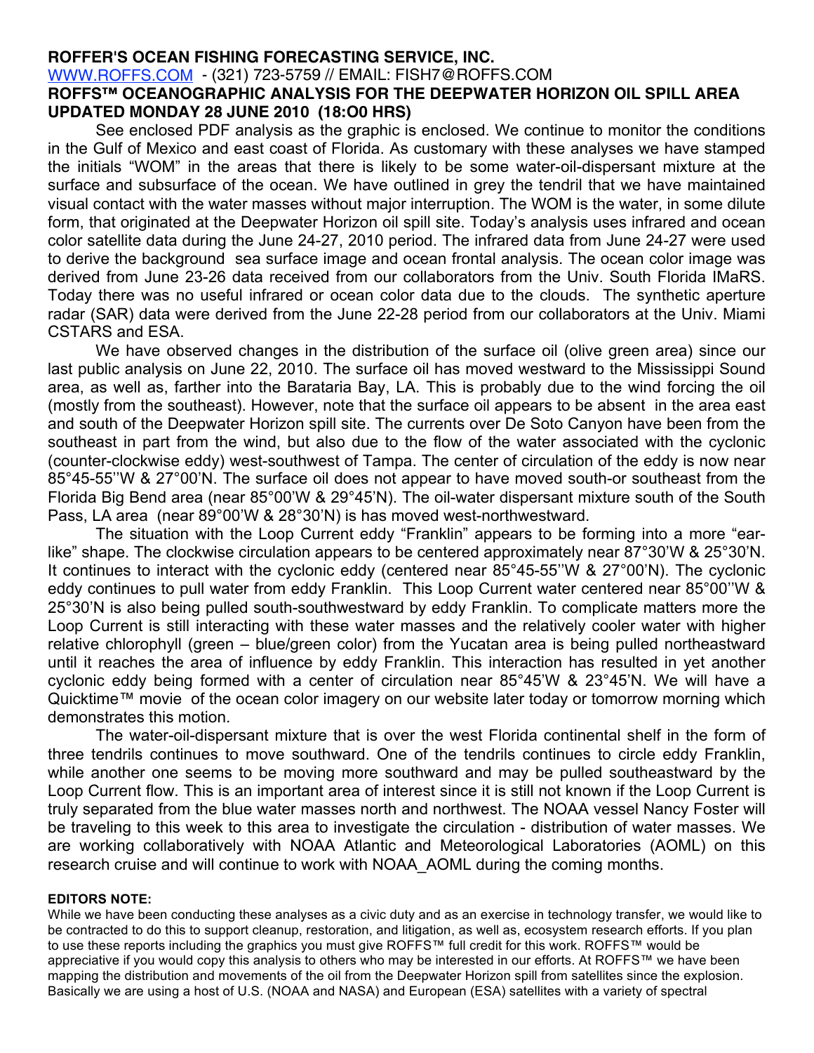**ROFFER'S OCEAN FISHING FORECASTING SERVICE, INC.**

WWW.ROFFS.COM - (321) 723-5759 // EMAIL: FISH7@ROFFS.COM

**ROFFS™ OCEANOGRAPHIC ANALYSIS FOR THE DEEPWATER HORIZON OIL SPILL AREA**

**UPDATED MONDAY 28 JUNE 2010 (18:O0 HRS)**

See enclosed PDF analysis as the graphic is enclosed. We continue to monitor the conditions in the Gulf of Mexico and east coast of Florida. As customary with these analyses we have stamped the initials "WOM" in the areas that there is likely to be some water-oil-dispersant mixture at the surface and subsurface of the ocean. We have outlined in grey the tendril that we have maintained visual contact with the water masses without major interruption. The WOM is the water, in some dilute form, that originated at the Deepwater Horizon oil spill site. Today's analysis uses infrared and ocean color satellite data during the June 24-27, 2010 period. The infrared data from June 24-27 were used to derive the background sea surface image and ocean frontal analysis. The ocean color image was derived from June 23-26 data received from our collaborators from the Univ. South Florida IMaRS. Today there was no useful infrared or ocean color data due to the clouds. The synthetic aperture radar (SAR) data were derived from the June 22-28 period from our collaborators at the Univ. Miami CSTARS and ESA.

We have observed changes in the distribution of the surface oil (olive green area) since our last public analysis on June 22, 2010. The surface oil has moved westward to the Mississippi Sound area, as well as, farther into the Barataria Bay, LA. This is probably due to the wind forcing the oil (mostly from the southeast). However, note that the surface oil appears to be absent in the area east and south of the Deepwater Horizon spill site. The currents over De Soto Canyon have been from the southeast in part from the wind, but also due to the flow of the water associated with the cyclonic (counter-clockwise eddy) west-southwest of Tampa. The center of circulation of the eddy is now near 85°45-55''W & 27°00'N. The surface oil does not appear to have moved south-or southeast from the Florida Big Bend area (near 85°00'W & 29°45'N). The oil-water dispersant mixture south of the South Pass, LA area (near 89°00'W & 28°30'N) is has moved west-northwestward.

The situation with the Loop Current eddy "Franklin" appears to be forming into a more "ear-like" shape. The clockwise circulation appears to be centered approximately near 87°30'W & 25°30'N. It continues to interact with the cyclonic eddy (centered near 85°45-55''W & 27°00'N). The cyclonic eddy continues to pull water from eddy Franklin. This Loop Current water centered near 85°00''W & 25°30'N is also being pulled south-southwestward by eddy Franklin. To complicate matters more the Loop Current is still interacting with these water masses and the relatively cooler water with higher relative chlorophyll (green – blue/green color) from the Yucatan area is being pulled northeastward until it reaches the area of influence by eddy Franklin. This interaction has resulted in yet another cyclonic eddy being formed with a center of circulation near 85°45'W & 23°45'N. We will have a Quicktime™ movie of the ocean color imagery on our website later today or tomorrow morning which demonstrates this motion.

The water-oil-dispersant mixture that is over the west Florida continental shelf in the form of three tendrils continues to move southward. One of the tendrils continues to circle eddy Franklin, while another one seems to be moving more southward and may be pulled southeastward by the Loop Current flow. This is an important area of interest since it is still not known if the Loop Current is truly separated from the blue water masses north and northwest. The NOAA vessel Nancy Foster will be traveling to this week to this area to investigate the circulation - distribution of water masses. We are working collaboratively with NOAA Atlantic and Meteorological Laboratories (AOML) on this research cruise and will continue to work with NOAA_AOML during the coming months.

**EDITORS NOTE:**

While we have been conducting these analyses as a civic duty and as an exercise in technology transfer, we would like to be contracted to do this to support cleanup, restoration, and litigation, as well as, ecosystem research efforts. If you plan to use these reports including the graphics you must give ROFFS™ full credit for this work. ROFFS™ would be appreciative if you would copy this analysis to others who may be interested in our efforts. At ROFFS™ we have been mapping the distribution and movements of the oil from the Deepwater Horizon spill from satellites since the explosion. Basically we are using a host of U.S. (NOAA and NASA) and European (ESA) satellites with a variety of spectral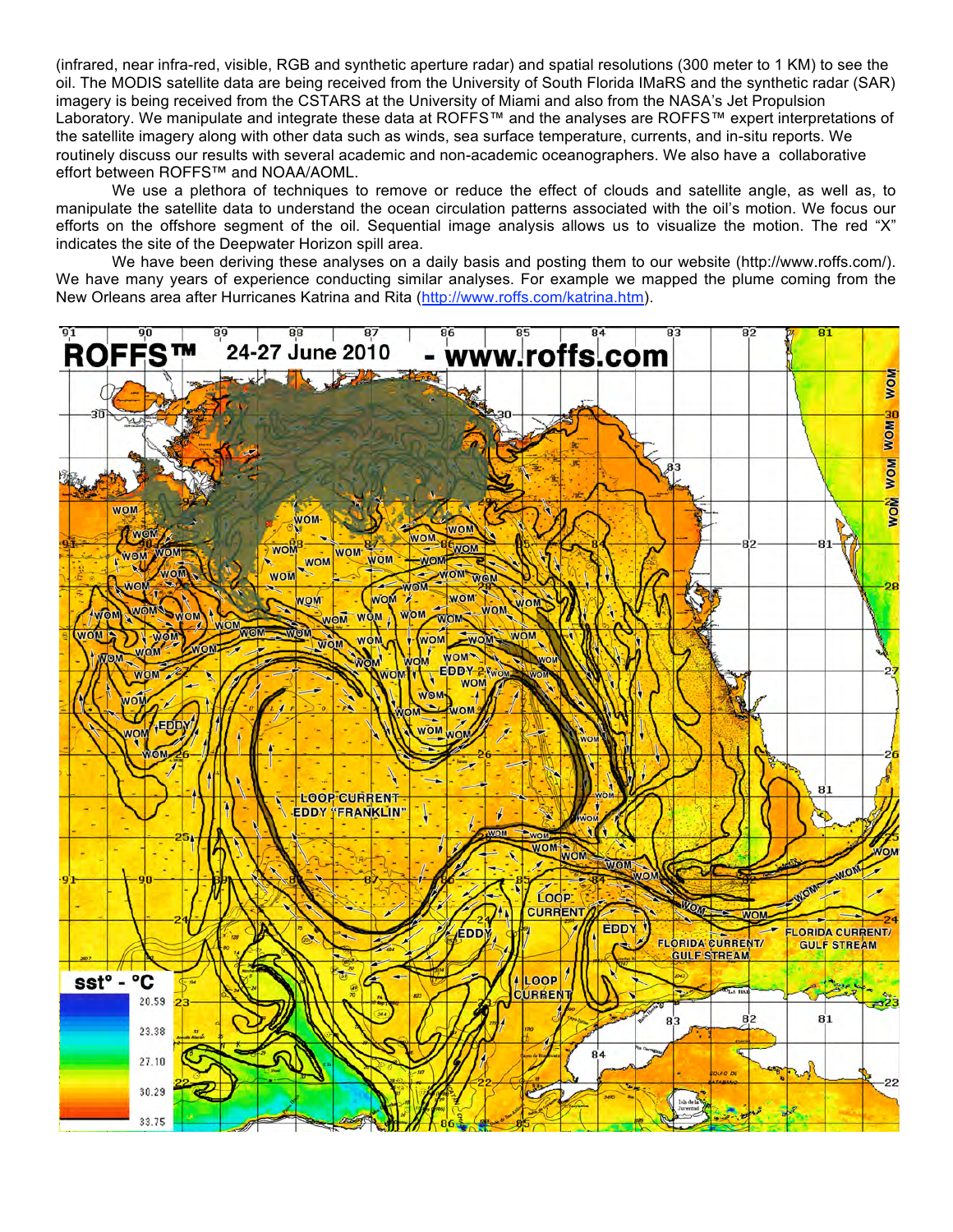(infrared, near infra-red, visible, RGB and synthetic aperture radar) and spatial resolutions (300 meter to 1 KM) to see the oil. The MODIS satellite data are being received from the University of South Florida IMaRS and the synthetic radar (SAR) imagery is being received from the CSTARS at the University of Miami and also from the NASA's Jet Propulsion Laboratory. We manipulate and integrate these data at ROFFS™ and the analyses are ROFFS™ expert interpretations of the satellite imagery along with other data such as winds, sea surface temperature, currents, and in-situ reports. We routinely discuss our results with several academic and non-academic oceanographers. We also have a collaborative effort between ROFFS™ and NOAA/AOML.

We use a plethora of techniques to remove or reduce the effect of clouds and satellite angle, as well as, to manipulate the satellite data to understand the ocean circulation patterns associated with the oil's motion. We focus our efforts on the offshore segment of the oil. Sequential image analysis allows us to visualize the motion. The red "X" indicates the site of the Deepwater Horizon spill area.

We have been deriving these analyses on a daily basis and posting them to our website (http://www.roffs.com/). We have many years of experience conducting similar analyses. For example we mapped the plume coming from the New Orleans area after Hurricanes Katrina and Rita (http://www.roffs.com/katrina.htm).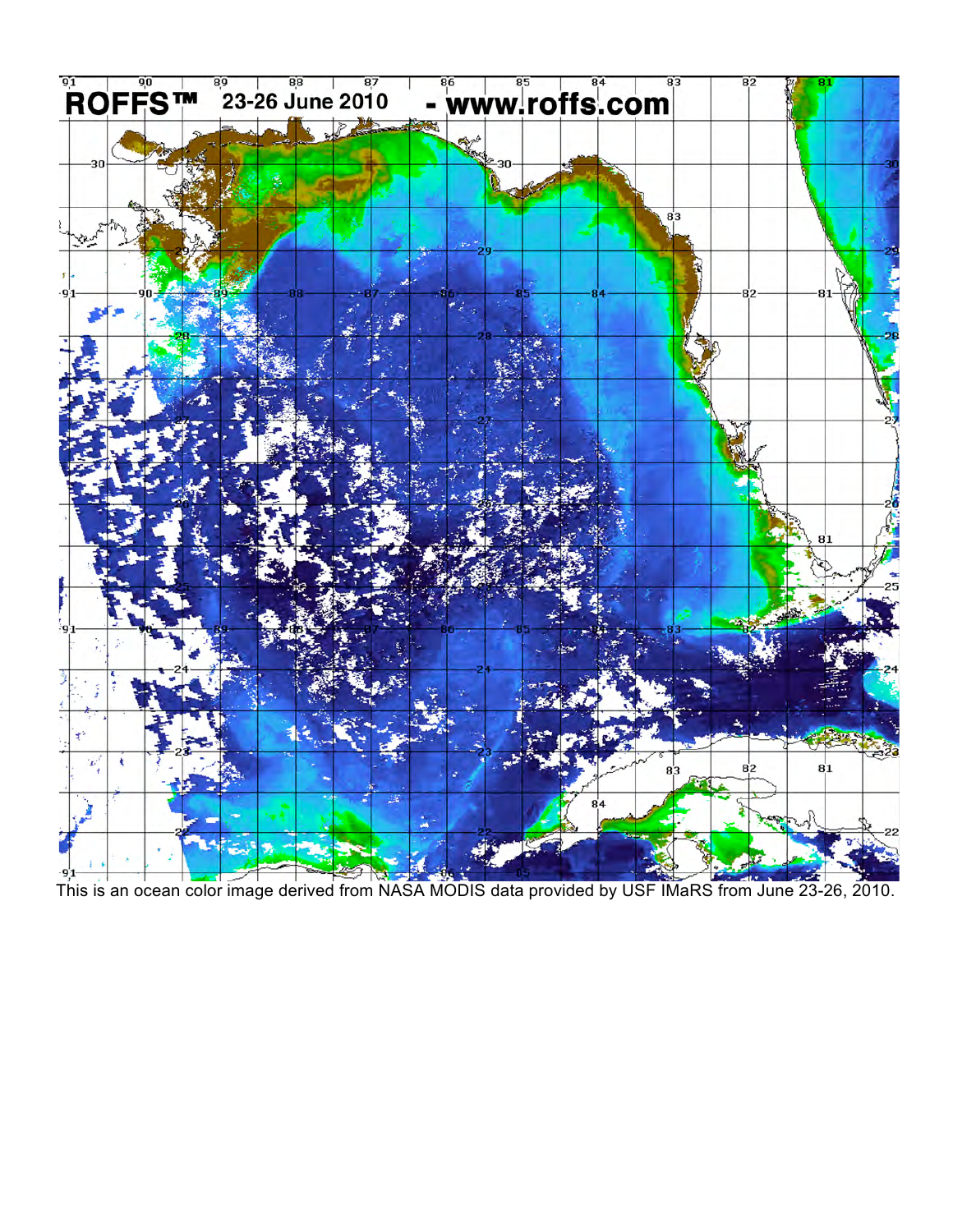ROFFS™ 23-26 June 2010 - www.roffs.com

This is an ocean color image derived from NASA MODIS data provided by USF IMaRS from June 23-26, 2010.